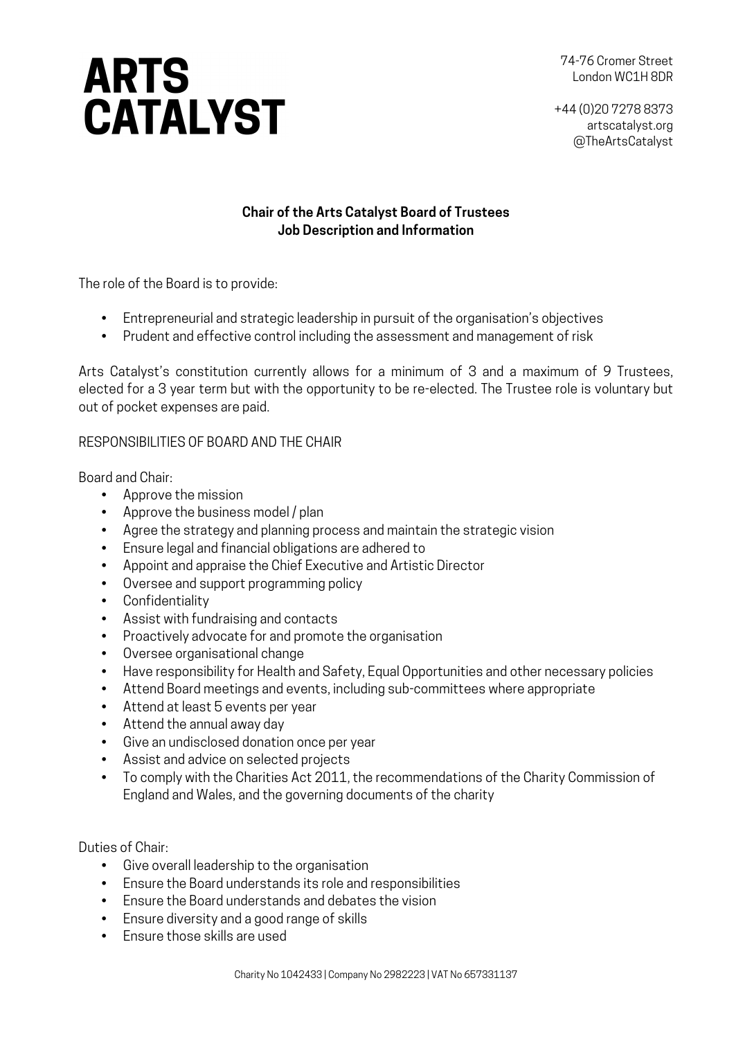# ARTS CATALYST

74-76 Cromer Street
London WC1H 8DR

+44 (0)20 7278 8373
artscatalyst.org
@TheArtsCatalyst

**Chair of the Arts Catalyst Board of Trustees**
**Job Description and Information**

The role of the Board is to provide:

- Entrepreneurial and strategic leadership in pursuit of the organisation's objectives
- Prudent and effective control including the assessment and management of risk

Arts Catalyst's constitution currently allows for a minimum of 3 and a maximum of 9 Trustees, elected for a 3 year term but with the opportunity to be re-elected. The Trustee role is voluntary but out of pocket expenses are paid.

RESPONSIBILITIES OF BOARD AND THE CHAIR

Board and Chair:

- Approve the mission
- Approve the business model / plan
- Agree the strategy and planning process and maintain the strategic vision
- Ensure legal and financial obligations are adhered to
- Appoint and appraise the Chief Executive and Artistic Director
- Oversee and support programming policy
- Confidentiality
- Assist with fundraising and contacts
- Proactively advocate for and promote the organisation
- Oversee organisational change
- Have responsibility for Health and Safety, Equal Opportunities and other necessary policies
- Attend Board meetings and events, including sub-committees where appropriate
- Attend at least 5 events per year
- Attend the annual away day
- Give an undisclosed donation once per year
- Assist and advice on selected projects
- To comply with the Charities Act 2011, the recommendations of the Charity Commission of England and Wales, and the governing documents of the charity

Duties of Chair:

- Give overall leadership to the organisation
- Ensure the Board understands its role and responsibilities
- Ensure the Board understands and debates the vision
- Ensure diversity and a good range of skills
- Ensure those skills are used

Charity No 1042433 | Company No 2982223 | VAT No 657331137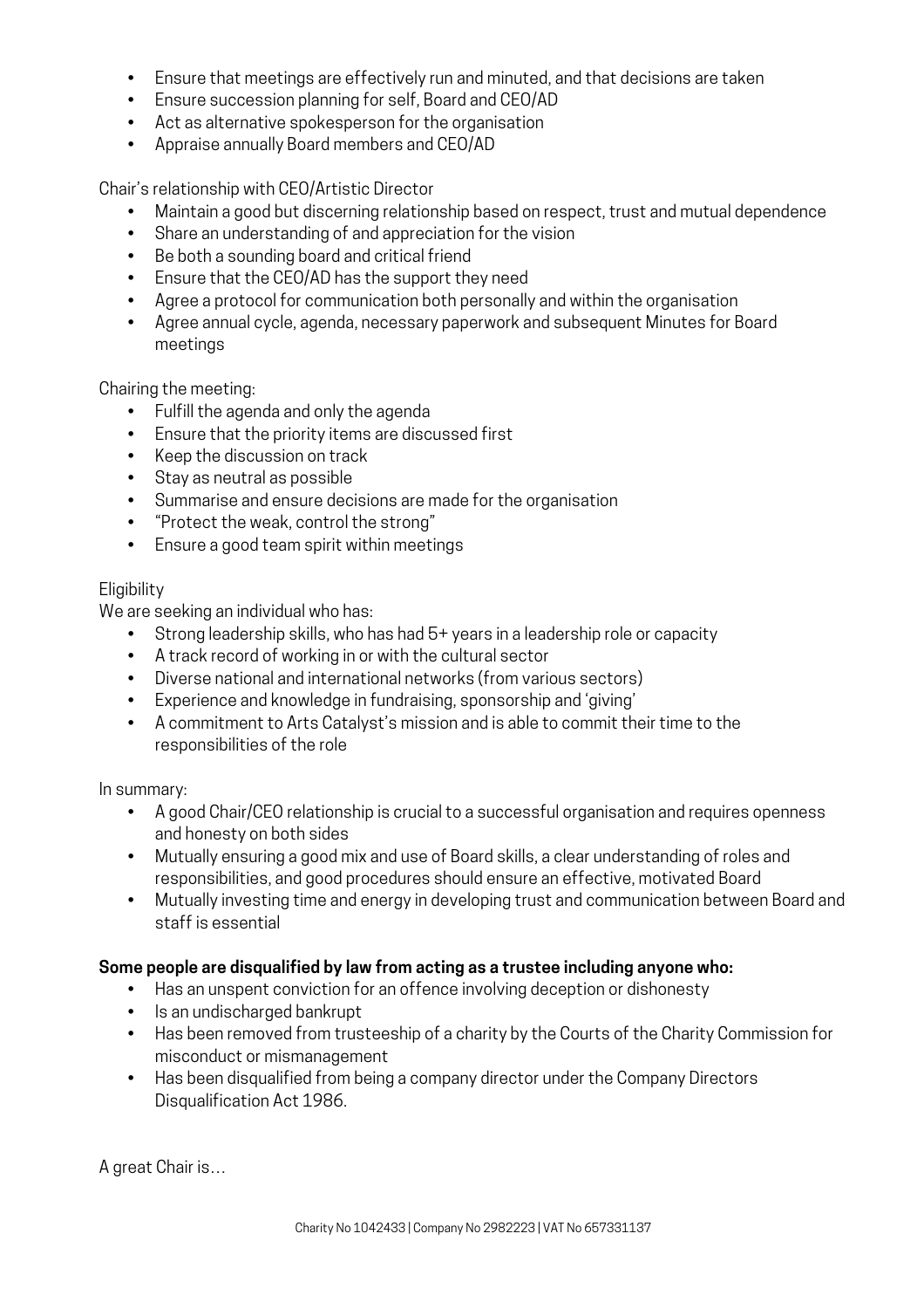- Ensure that meetings are effectively run and minuted, and that decisions are taken
- Ensure succession planning for self, Board and CEO/AD
- Act as alternative spokesperson for the organisation
- Appraise annually Board members and CEO/AD

Chair's relationship with CEO/Artistic Director

- Maintain a good but discerning relationship based on respect, trust and mutual dependence
- Share an understanding of and appreciation for the vision
- Be both a sounding board and critical friend
- Ensure that the CEO/AD has the support they need
- Agree a protocol for communication both personally and within the organisation
- Agree annual cycle, agenda, necessary paperwork and subsequent Minutes for Board meetings

Chairing the meeting:

- Fulfill the agenda and only the agenda
- Ensure that the priority items are discussed first
- Keep the discussion on track
- Stay as neutral as possible
- Summarise and ensure decisions are made for the organisation
- "Protect the weak, control the strong"
- Ensure a good team spirit within meetings

Eligibility

We are seeking an individual who has:

- Strong leadership skills, who has had 5+ years in a leadership role or capacity
- A track record of working in or with the cultural sector
- Diverse national and international networks (from various sectors)
- Experience and knowledge in fundraising, sponsorship and 'giving'
- A commitment to Arts Catalyst's mission and is able to commit their time to the responsibilities of the role

In summary:

- A good Chair/CEO relationship is crucial to a successful organisation and requires openness and honesty on both sides
- Mutually ensuring a good mix and use of Board skills, a clear understanding of roles and responsibilities, and good procedures should ensure an effective, motivated Board
- Mutually investing time and energy in developing trust and communication between Board and staff is essential

**Some people are disqualified by law from acting as a trustee including anyone who:**

- Has an unspent conviction for an offence involving deception or dishonesty
- Is an undischarged bankrupt
- Has been removed from trusteeship of a charity by the Courts of the Charity Commission for misconduct or mismanagement
- Has been disqualified from being a company director under the Company Directors Disqualification Act 1986.

A great Chair is…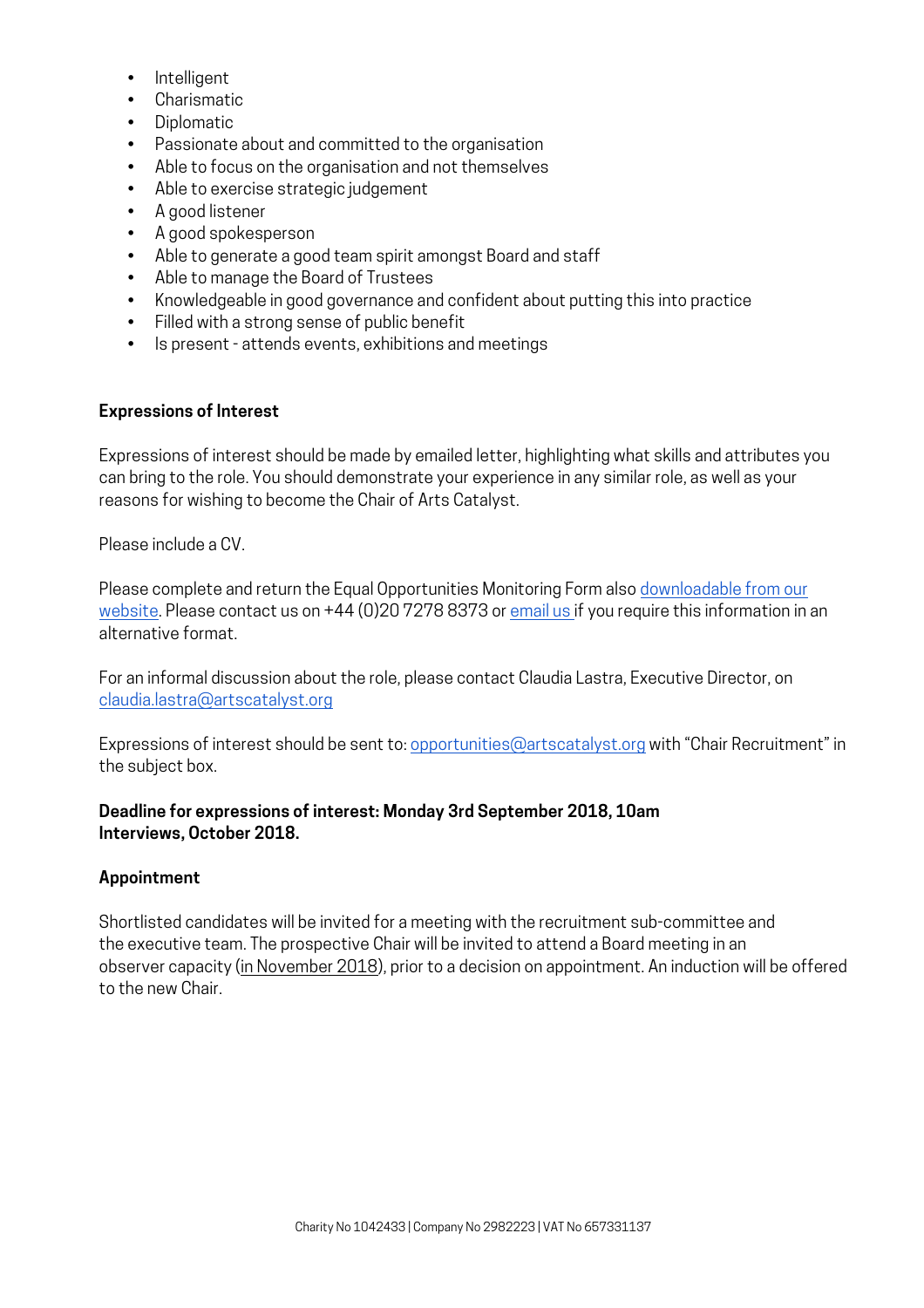- Intelligent
- Charismatic
- Diplomatic
- Passionate about and committed to the organisation
- Able to focus on the organisation and not themselves
- Able to exercise strategic judgement
- A good listener
- A good spokesperson
- Able to generate a good team spirit amongst Board and staff
- Able to manage the Board of Trustees
- Knowledgeable in good governance and confident about putting this into practice
- Filled with a strong sense of public benefit
- Is present - attends events, exhibitions and meetings

**Expressions of Interest**

Expressions of interest should be made by emailed letter, highlighting what skills and attributes you can bring to the role. You should demonstrate your experience in any similar role, as well as your reasons for wishing to become the Chair of Arts Catalyst.

Please include a CV.

Please complete and return the Equal Opportunities Monitoring Form also downloadable from our website. Please contact us on +44 (0)20 7278 8373 or email us if you require this information in an alternative format.

For an informal discussion about the role, please contact Claudia Lastra, Executive Director, on claudia.lastra@artscatalyst.org

Expressions of interest should be sent to: opportunities@artscatalyst.org with "Chair Recruitment" in the subject box.

**Deadline for expressions of interest: Monday 3rd September 2018, 10am**
**Interviews, October 2018.**

**Appointment**

Shortlisted candidates will be invited for a meeting with the recruitment sub-committee and the executive team. The prospective Chair will be invited to attend a Board meeting in an observer capacity (in November 2018), prior to a decision on appointment. An induction will be offered to the new Chair.

Charity No 1042433 | Company No 2982223 | VAT No 657331137